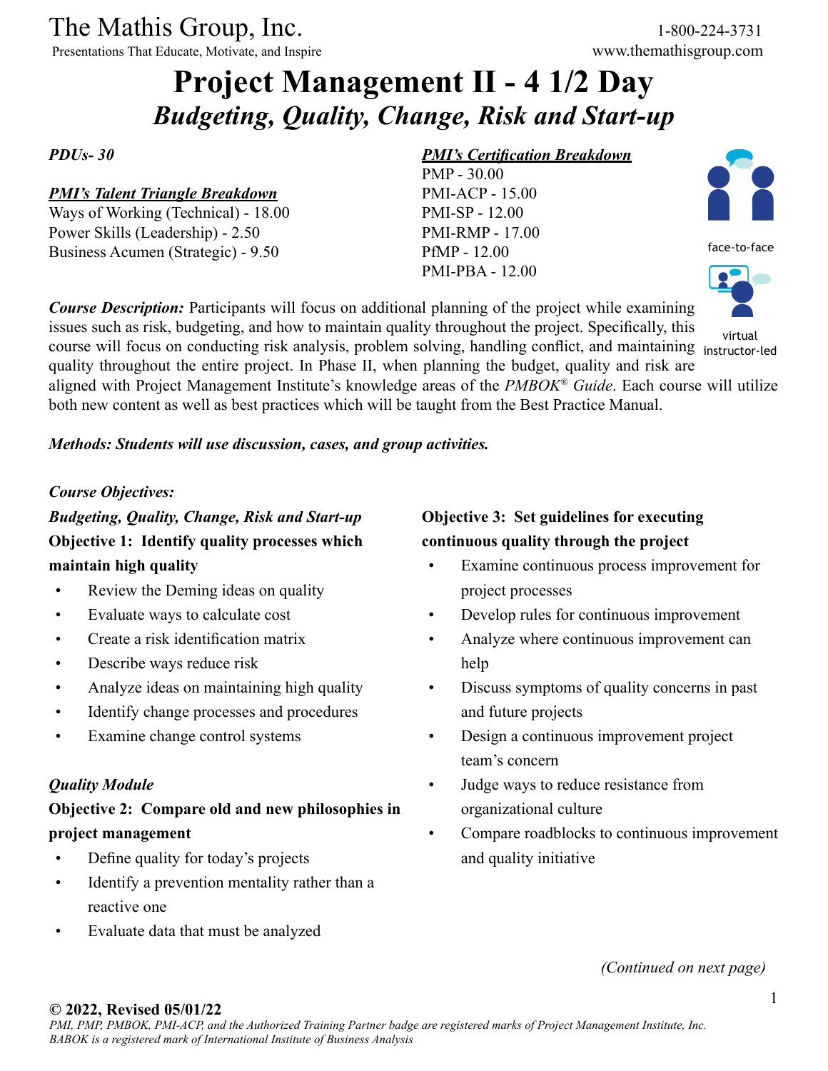The Mathis Group, Inc.
Presentations That Educate, Motivate, and Inspire

1-800-224-3731
www.themathisgroup.com

# Project Management II - 4 1/2 Day

## *Budgeting, Quality, Change, Risk and Start-up*

*PDUs- 30*

***PMI's Talent Triangle Breakdown***
Ways of Working (Technical) - 18.00
Power Skills (Leadership) - 2.50
Business Acumen (Strategic) - 9.50

***PMI's Certification Breakdown***
PMP - 30.00
PMI-ACP - 15.00
PMI-SP - 12.00
PMI-RMP - 17.00
PfMP - 12.00
PMI-PBA - 12.00

face-to-face

virtual instructor-led

***Course Description:*** Participants will focus on additional planning of the project while examining issues such as risk, budgeting, and how to maintain quality throughout the project. Specifically, this course will focus on conducting risk analysis, problem solving, handling conflict, and maintaining quality throughout the entire project. In Phase II, when planning the budget, quality and risk are aligned with Project Management Institute's knowledge areas of the *PMBOK® Guide*. Each course will utilize both new content as well as best practices which will be taught from the Best Practice Manual.

***Methods: Students will use discussion, cases, and group activities.***

*Course Objectives:*

***Budgeting, Quality, Change, Risk and Start-up***

**Objective 1: Identify quality processes which maintain high quality**

- Review the Deming ideas on quality
- Evaluate ways to calculate cost
- Create a risk identification matrix
- Describe ways reduce risk
- Analyze ideas on maintaining high quality
- Identify change processes and procedures
- Examine change control systems

***Quality Module***

**Objective 2: Compare old and new philosophies in project management**

- Define quality for today's projects
- Identify a prevention mentality rather than a reactive one
- Evaluate data that must be analyzed

**Objective 3: Set guidelines for executing continuous quality through the project**

- Examine continuous process improvement for project processes
- Develop rules for continuous improvement
- Analyze where continuous improvement can help
- Discuss symptoms of quality concerns in past and future projects
- Design a continuous improvement project team's concern
- Judge ways to reduce resistance from organizational culture
- Compare roadblocks to continuous improvement and quality initiative

*(Continued on next page)*

**© 2022, Revised 05/01/22**
*PMI, PMP, PMBOK, PMI-ACP, and the Authorized Training Partner badge are registered marks of Project Management Institute, Inc.*
*BABOK is a registered mark of International Institute of Business Analysis*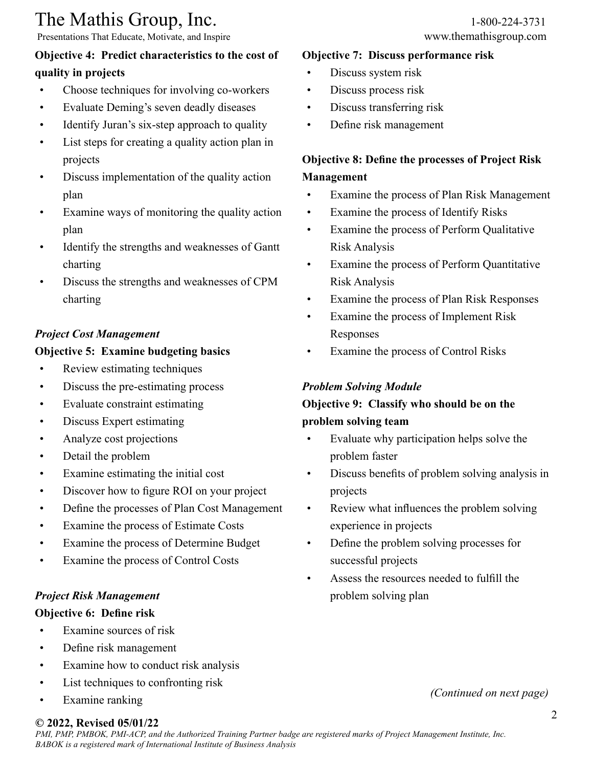**Objective 4: Predict characteristics to the cost of quality in projects**

- Choose techniques for involving co-workers
- Evaluate Deming's seven deadly diseases
- Identify Juran's six-step approach to quality
- List steps for creating a quality action plan in projects
- Discuss implementation of the quality action plan
- Examine ways of monitoring the quality action plan
- Identify the strengths and weaknesses of Gantt charting
- Discuss the strengths and weaknesses of CPM charting

***Project Cost Management***

**Objective 5: Examine budgeting basics**

- Review estimating techniques
- Discuss the pre-estimating process
- Evaluate constraint estimating
- Discuss Expert estimating
- Analyze cost projections
- Detail the problem
- Examine estimating the initial cost
- Discover how to figure ROI on your project
- Define the processes of Plan Cost Management
- Examine the process of Estimate Costs
- Examine the process of Determine Budget
- Examine the process of Control Costs

***Project Risk Management***

**Objective 6: Define risk**

- Examine sources of risk
- Define risk management
- Examine how to conduct risk analysis
- List techniques to confronting risk
- Examine ranking

**Objective 7: Discuss performance risk**

- Discuss system risk
- Discuss process risk
- Discuss transferring risk
- Define risk management

**Objective 8: Define the processes of Project Risk Management**

- Examine the process of Plan Risk Management
- Examine the process of Identify Risks
- Examine the process of Perform Qualitative Risk Analysis
- Examine the process of Perform Quantitative Risk Analysis
- Examine the process of Plan Risk Responses
- Examine the process of Implement Risk Responses
- Examine the process of Control Risks

***Problem Solving Module***

**Objective 9: Classify who should be on the problem solving team**

- Evaluate why participation helps solve the problem faster
- Discuss benefits of problem solving analysis in projects
- Review what influences the problem solving experience in projects
- Define the problem solving processes for successful projects
- Assess the resources needed to fulfill the problem solving plan

*(Continued on next page)*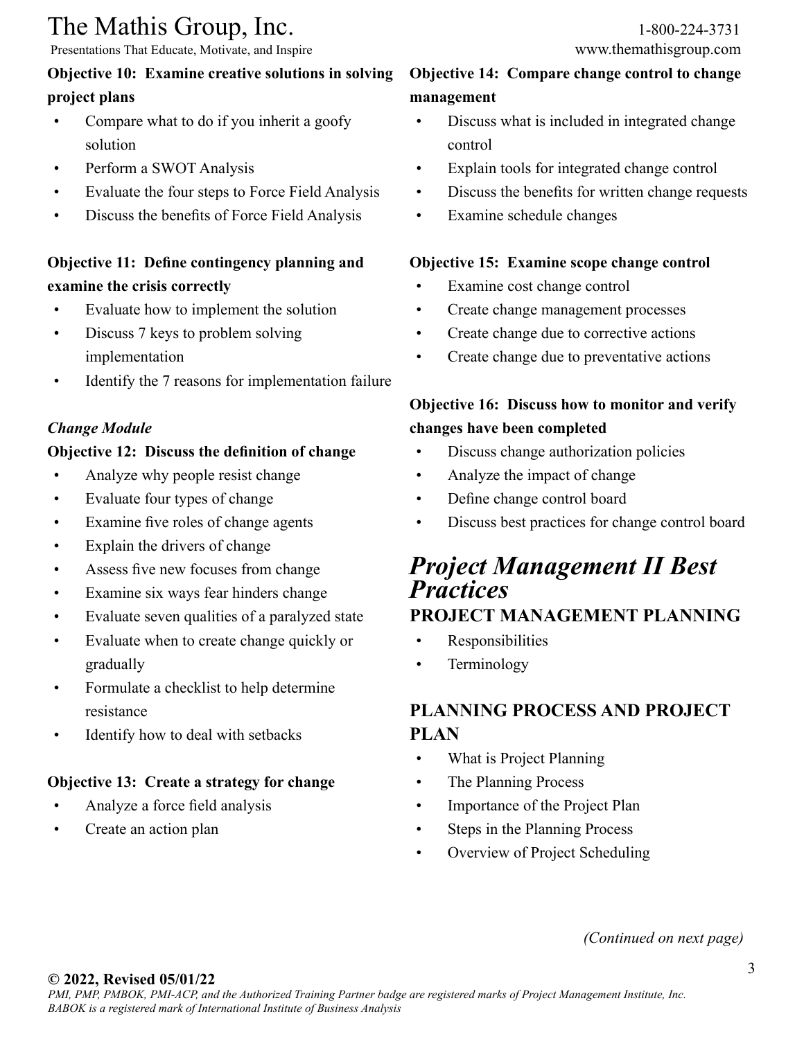**Objective 10: Examine creative solutions in solving project plans**

- Compare what to do if you inherit a goofy solution
- Perform a SWOT Analysis
- Evaluate the four steps to Force Field Analysis
- Discuss the benefits of Force Field Analysis

**Objective 11: Define contingency planning and examine the crisis correctly**

- Evaluate how to implement the solution
- Discuss 7 keys to problem solving implementation
- Identify the 7 reasons for implementation failure

***Change Module***

**Objective 12: Discuss the definition of change**

- Analyze why people resist change
- Evaluate four types of change
- Examine five roles of change agents
- Explain the drivers of change
- Assess five new focuses from change
- Examine six ways fear hinders change
- Evaluate seven qualities of a paralyzed state
- Evaluate when to create change quickly or gradually
- Formulate a checklist to help determine resistance
- Identify how to deal with setbacks

**Objective 13: Create a strategy for change**

- Analyze a force field analysis
- Create an action plan

**Objective 14: Compare change control to change management**

- Discuss what is included in integrated change control
- Explain tools for integrated change control
- Discuss the benefits for written change requests
- Examine schedule changes

**Objective 15: Examine scope change control**

- Examine cost change control
- Create change management processes
- Create change due to corrective actions
- Create change due to preventative actions

**Objective 16: Discuss how to monitor and verify changes have been completed**

- Discuss change authorization policies
- Analyze the impact of change
- Define change control board
- Discuss best practices for change control board

# *Project Management II Best Practices*

## PROJECT MANAGEMENT PLANNING

- Responsibilities
- Terminology

## PLANNING PROCESS AND PROJECT PLAN

- What is Project Planning
- The Planning Process
- Importance of the Project Plan
- Steps in the Planning Process
- Overview of Project Scheduling

*(Continued on next page)*

**© 2022, Revised 05/01/22**

*PMI, PMP, PMBOK, PMI-ACP, and the Authorized Training Partner badge are registered marks of Project Management Institute, Inc. BABOK is a registered mark of International Institute of Business Analysis*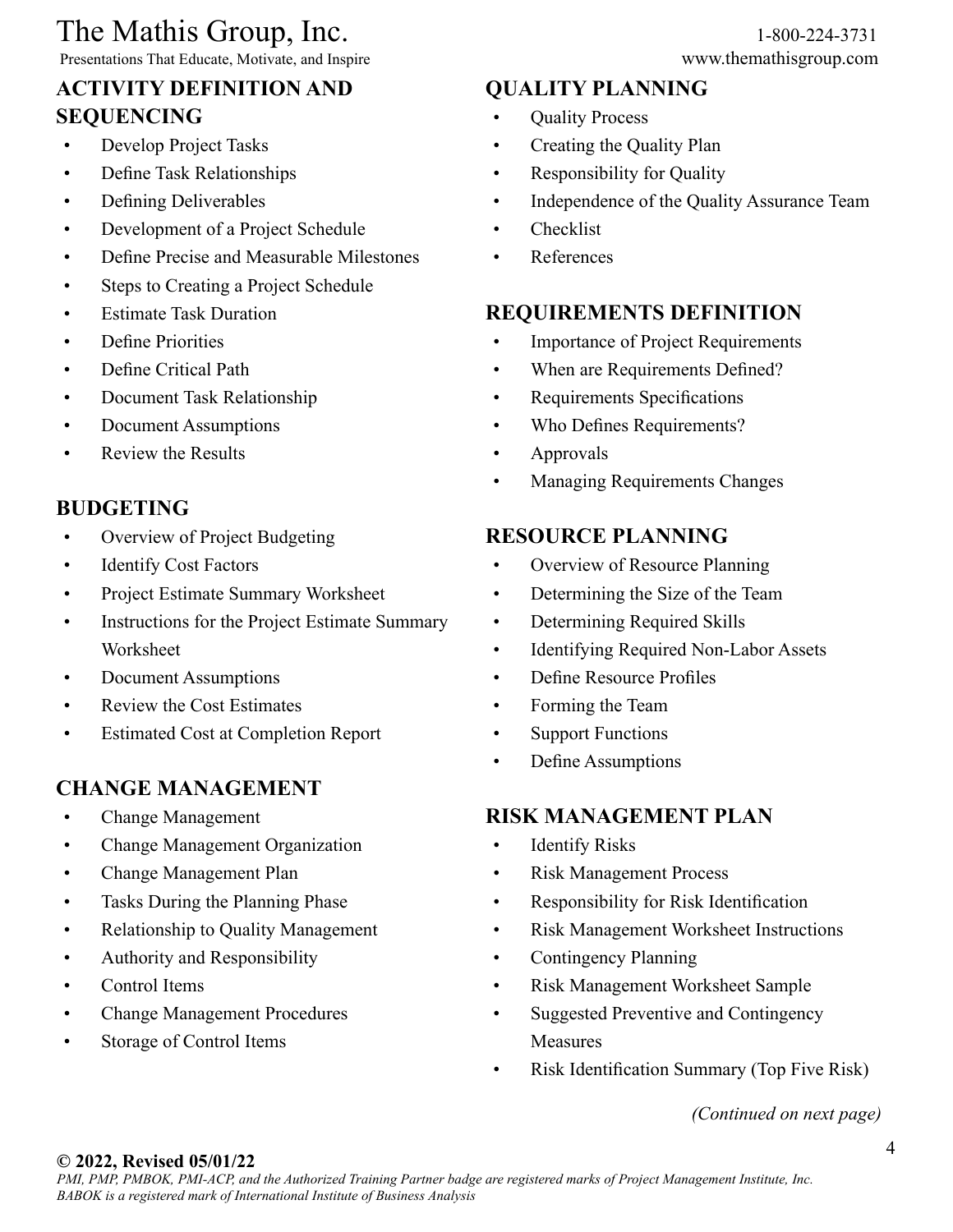## ACTIVITY DEFINITION AND SEQUENCING

- Develop Project Tasks
- Define Task Relationships
- Defining Deliverables
- Development of a Project Schedule
- Define Precise and Measurable Milestones
- Steps to Creating a Project Schedule
- Estimate Task Duration
- Define Priorities
- Define Critical Path
- Document Task Relationship
- Document Assumptions
- Review the Results

## BUDGETING

- Overview of Project Budgeting
- Identify Cost Factors
- Project Estimate Summary Worksheet
- Instructions for the Project Estimate Summary Worksheet
- Document Assumptions
- Review the Cost Estimates
- Estimated Cost at Completion Report

## CHANGE MANAGEMENT

- Change Management
- Change Management Organization
- Change Management Plan
- Tasks During the Planning Phase
- Relationship to Quality Management
- Authority and Responsibility
- Control Items
- Change Management Procedures
- Storage of Control Items

## QUALITY PLANNING

- Quality Process
- Creating the Quality Plan
- Responsibility for Quality
- Independence of the Quality Assurance Team
- Checklist
- References

## REQUIREMENTS DEFINITION

- Importance of Project Requirements
- When are Requirements Defined?
- Requirements Specifications
- Who Defines Requirements?
- Approvals
- Managing Requirements Changes

## RESOURCE PLANNING

- Overview of Resource Planning
- Determining the Size of the Team
- Determining Required Skills
- Identifying Required Non-Labor Assets
- Define Resource Profiles
- Forming the Team
- Support Functions
- Define Assumptions

## RISK MANAGEMENT PLAN

- Identify Risks
- Risk Management Process
- Responsibility for Risk Identification
- Risk Management Worksheet Instructions
- Contingency Planning
- Risk Management Worksheet Sample
- Suggested Preventive and Contingency Measures
- Risk Identification Summary (Top Five Risk)

*(Continued on next page)*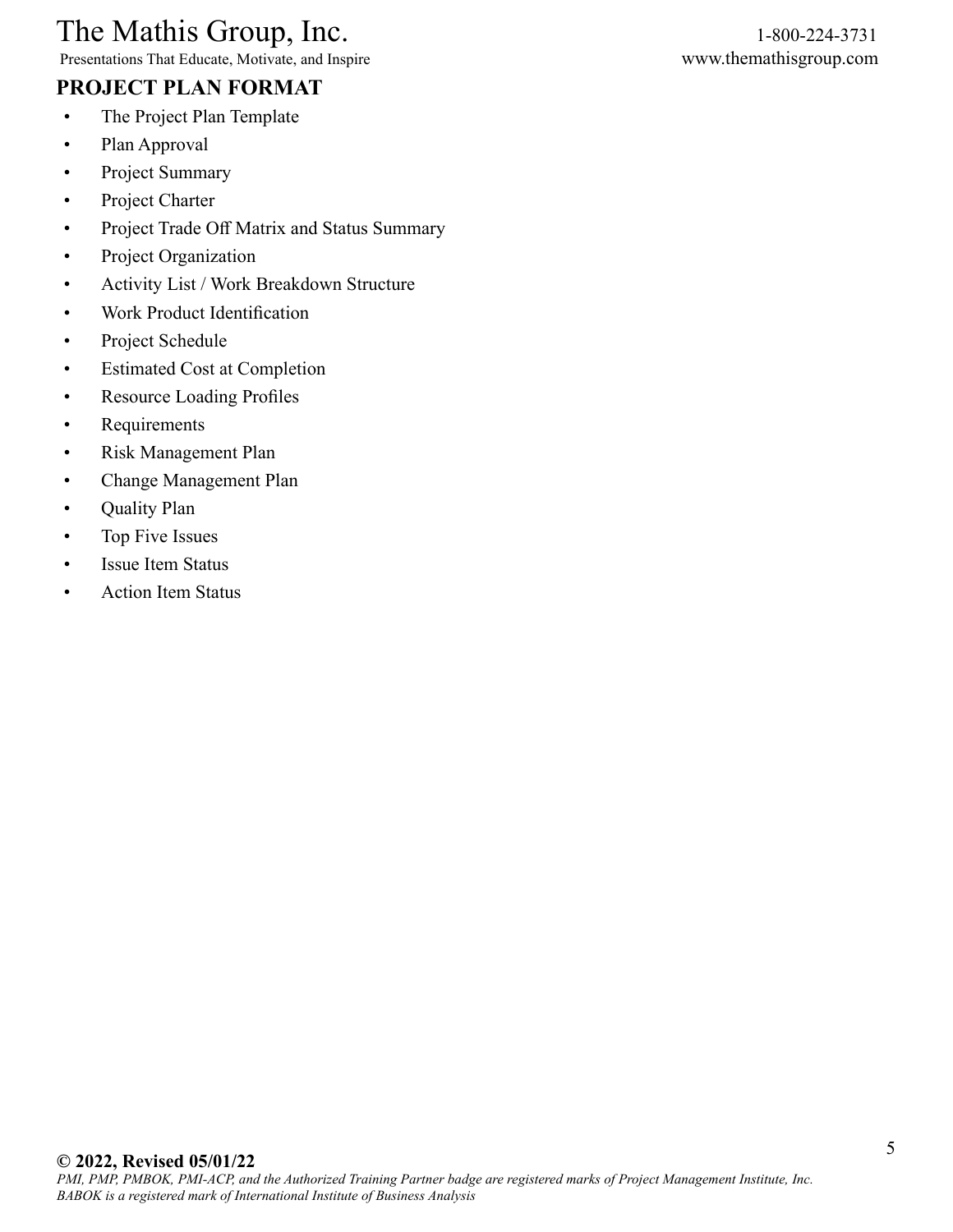## PROJECT PLAN FORMAT

- The Project Plan Template
- Plan Approval
- Project Summary
- Project Charter
- Project Trade Off Matrix and Status Summary
- Project Organization
- Activity List / Work Breakdown Structure
- Work Product Identification
- Project Schedule
- Estimated Cost at Completion
- Resource Loading Profiles
- Requirements
- Risk Management Plan
- Change Management Plan
- Quality Plan
- Top Five Issues
- Issue Item Status
- Action Item Status